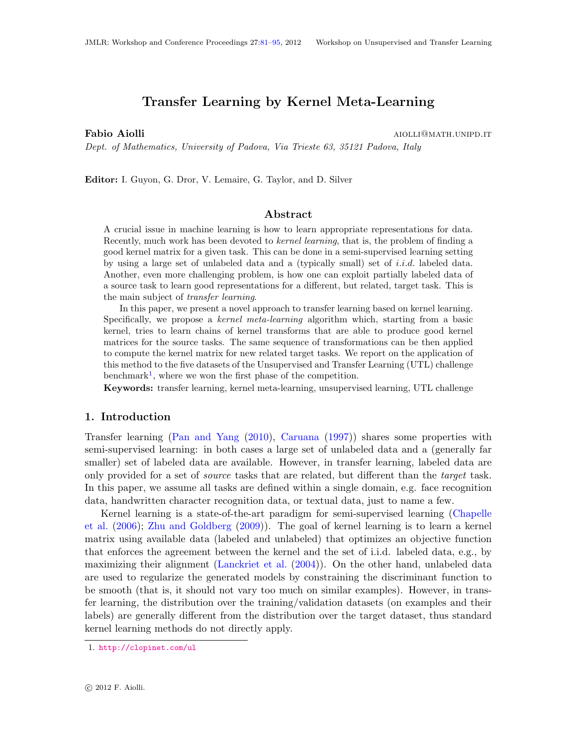# Transfer Learning by Kernel Meta-Learning

**Fabio Aiolli** AIOLLI@MATH.UNIPD.IT

*Dept. of Mathematics, University of Padova, Via Trieste 63, 35121 Padova, Italy*

**Editor:** I. Guyon, G. Dror, V. Lemaire, G. Taylor, and D. Silver

## Abstract

A crucial issue in machine learning is how to learn appropriate representations for data. Recently, much work has been devoted to *kernel learning*, that is, the problem of finding a good kernel matrix for a given task. This can be done in a semi-supervised learning setting by using a large set of unlabeled data and a (typically small) set of *i.i.d.* labeled data. Another, even more challenging problem, is how one can exploit partially labeled data of a source task to learn good representations for a different, but related, target task. This is the main subject of *transfer learning*.

In this paper, we present a novel approach to transfer learning based on kernel learning. Specifically, we propose a *kernel meta-learning* algorithm which, starting from a basic kernel, tries to learn chains of kernel transforms that are able to produce good kernel matrices for the source tasks. The same sequence of transformations can be then applied to compute the kernel matrix for new related target tasks. We report on the application of this method to the five datasets of the Unsupervised and Transfer Learning (UTL) challenge benchmark[1], where we won the first phase of the competition.

**Keywords:** transfer learning, kernel meta-learning, unsupervised learning, UTL challenge

## 1. Introduction

Transfer learning (Pan and Yang (2010), Caruana (1997)) shares some properties with semi-supervised learning: in both cases a large set of unlabeled data and a (generally far smaller) set of labeled data are available. However, in transfer learning, labeled data are only provided for a set of *source* tasks that are related, but different than the *target* task. In this paper, we assume all tasks are defined within a single domain, e.g. face recognition data, handwritten character recognition data, or textual data, just to name a few.

Kernel learning is a state-of-the-art paradigm for semi-supervised learning (Chapelle et al. (2006); Zhu and Goldberg (2009)). The goal of kernel learning is to learn a kernel matrix using available data (labeled and unlabeled) that optimizes an objective function that enforces the agreement between the kernel and the set of i.i.d. labeled data, e.g., by maximizing their alignment (Lanckriet et al. (2004)). On the other hand, unlabeled data are used to regularize the generated models by constraining the discriminant function to be smooth (that is, it should not vary too much on similar examples). However, in transfer learning, the distribution over the training/validation datasets (on examples and their labels) are generally different from the distribution over the target dataset, thus standard kernel learning methods do not directly apply.

1. http://clopinet.com/ul

© 2012 F. Aiolli.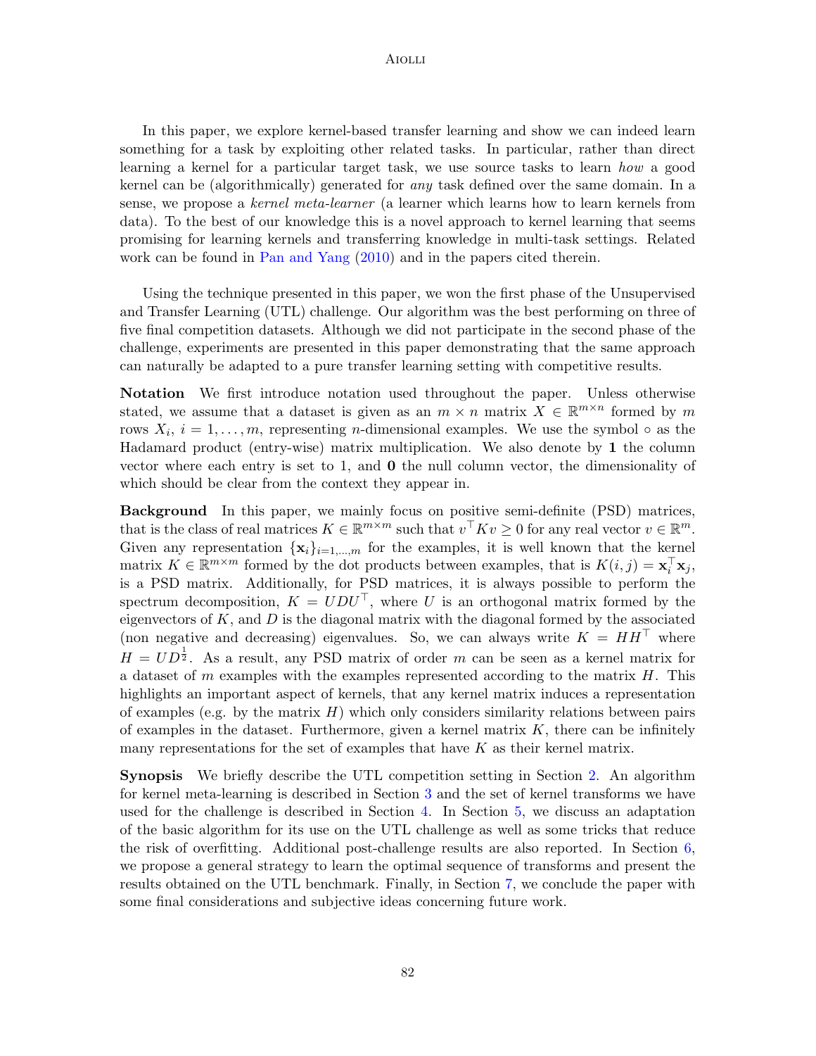In this paper, we explore kernel-based transfer learning and show we can indeed learn something for a task by exploiting other related tasks. In particular, rather than direct learning a kernel for a particular target task, we use source tasks to learn *how* a good kernel can be (algorithmically) generated for *any* task defined over the same domain. In a sense, we propose a *kernel meta-learner* (a learner which learns how to learn kernels from data). To the best of our knowledge this is a novel approach to kernel learning that seems promising for learning kernels and transferring knowledge in multi-task settings. Related work can be found in Pan and Yang (2010) and in the papers cited therein.

Using the technique presented in this paper, we won the first phase of the Unsupervised and Transfer Learning (UTL) challenge. Our algorithm was the best performing on three of five final competition datasets. Although we did not participate in the second phase of the challenge, experiments are presented in this paper demonstrating that the same approach can naturally be adapted to a pure transfer learning setting with competitive results.

**Notation** We first introduce notation used throughout the paper. Unless otherwise stated, we assume that a dataset is given as an $m \times n$ matrix $X \in \mathbb{R}^{m \times n}$ formed by $m$ rows $X_i$, $i = 1, \dots, m$, representing $n$-dimensional examples. We use the symbol $\circ$ as the Hadamard product (entry-wise) matrix multiplication. We also denote by $\mathbf{1}$ the column vector where each entry is set to 1, and $\mathbf{0}$ the null column vector, the dimensionality of which should be clear from the context they appear in.

**Background** In this paper, we mainly focus on positive semi-definite (PSD) matrices, that is the class of real matrices $K \in \mathbb{R}^{m \times m}$ such that $v^\top K v \geq 0$ for any real vector $v \in \mathbb{R}^m$. Given any representation $\{\mathbf{x}_i\}_{i=1,\dots,m}$ for the examples, it is well known that the kernel matrix $K \in \mathbb{R}^{m \times m}$ formed by the dot products between examples, that is $K(i,j) = \mathbf{x}_i^\top \mathbf{x}_j$, is a PSD matrix. Additionally, for PSD matrices, it is always possible to perform the spectrum decomposition, $K = UDU^\top$, where $U$ is an orthogonal matrix formed by the eigenvectors of $K$, and $D$ is the diagonal matrix with the diagonal formed by the associated (non negative and decreasing) eigenvalues. So, we can always write $K = HH^\top$ where $H = UD^{\frac{1}{2}}$. As a result, any PSD matrix of order $m$ can be seen as a kernel matrix for a dataset of $m$ examples with the examples represented according to the matrix $H$. This highlights an important aspect of kernels, that any kernel matrix induces a representation of examples (e.g. by the matrix $H$) which only considers similarity relations between pairs of examples in the dataset. Furthermore, given a kernel matrix $K$, there can be infinitely many representations for the set of examples that have $K$ as their kernel matrix.

**Synopsis** We briefly describe the UTL competition setting in Section 2. An algorithm for kernel meta-learning is described in Section 3 and the set of kernel transforms we have used for the challenge is described in Section 4. In Section 5, we discuss an adaptation of the basic algorithm for its use on the UTL challenge as well as some tricks that reduce the risk of overfitting. Additional post-challenge results are also reported. In Section 6, we propose a general strategy to learn the optimal sequence of transforms and present the results obtained on the UTL benchmark. Finally, in Section 7, we conclude the paper with some final considerations and subjective ideas concerning future work.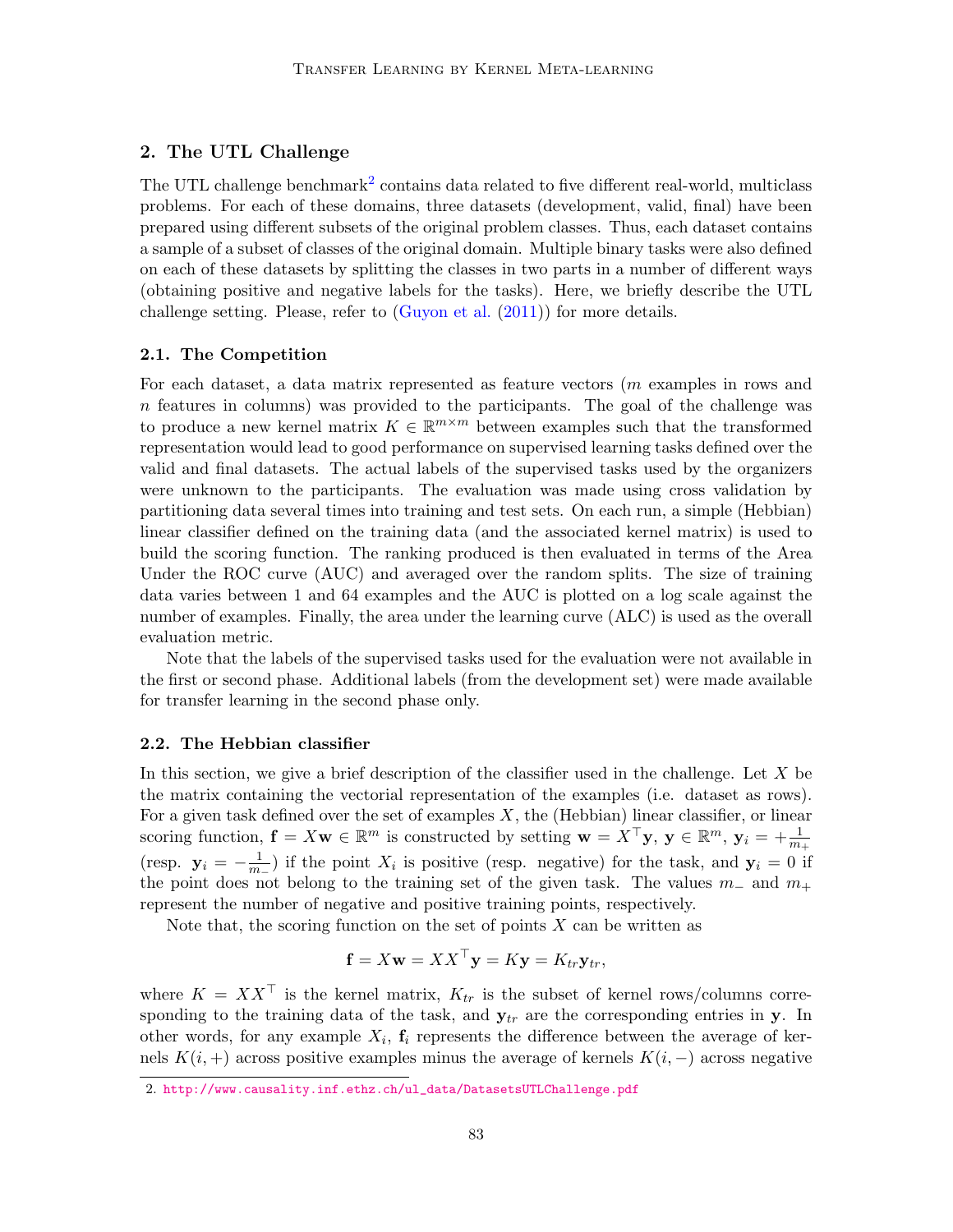## 2. The UTL Challenge

The UTL challenge benchmark[2] contains data related to five different real-world, multiclass problems. For each of these domains, three datasets (development, valid, final) have been prepared using different subsets of the original problem classes. Thus, each dataset contains a sample of a subset of classes of the original domain. Multiple binary tasks were also defined on each of these datasets by splitting the classes in two parts in a number of different ways (obtaining positive and negative labels for the tasks). Here, we briefly describe the UTL challenge setting. Please, refer to (Guyon et al. (2011)) for more details.

### 2.1. The Competition

For each dataset, a data matrix represented as feature vectors ($m$ examples in rows and $n$ features in columns) was provided to the participants. The goal of the challenge was to produce a new kernel matrix $K \in \mathbb{R}^{m \times m}$ between examples such that the transformed representation would lead to good performance on supervised learning tasks defined over the valid and final datasets. The actual labels of the supervised tasks used by the organizers were unknown to the participants. The evaluation was made using cross validation by partitioning data several times into training and test sets. On each run, a simple (Hebbian) linear classifier defined on the training data (and the associated kernel matrix) is used to build the scoring function. The ranking produced is then evaluated in terms of the Area Under the ROC curve (AUC) and averaged over the random splits. The size of training data varies between 1 and 64 examples and the AUC is plotted on a log scale against the number of examples. Finally, the area under the learning curve (ALC) is used as the overall evaluation metric.

Note that the labels of the supervised tasks used for the evaluation were not available in the first or second phase. Additional labels (from the development set) were made available for transfer learning in the second phase only.

### 2.2. The Hebbian classifier

In this section, we give a brief description of the classifier used in the challenge. Let $X$ be the matrix containing the vectorial representation of the examples (i.e. dataset as rows). For a given task defined over the set of examples $X$, the (Hebbian) linear classifier, or linear scoring function, $\mathbf{f} = X\mathbf{w} \in \mathbb{R}^m$ is constructed by setting $\mathbf{w} = X^\top \mathbf{y}$, $\mathbf{y} \in \mathbb{R}^m$, $\mathbf{y}_i = +\frac{1}{m_+}$ (resp. $\mathbf{y}_i = -\frac{1}{m_-}$) if the point $X_i$ is positive (resp. negative) for the task, and $\mathbf{y}_i = 0$ if the point does not belong to the training set of the given task. The values $m_-$ and $m_+$ represent the number of negative and positive training points, respectively.

Note that, the scoring function on the set of points $X$ can be written as

$$\mathbf{f} = X\mathbf{w} = XX^\top \mathbf{y} = K\mathbf{y} = K_{tr}\mathbf{y}_{tr},$$

where $K = XX^\top$ is the kernel matrix, $K_{tr}$ is the subset of kernel rows/columns corresponding to the training data of the task, and $\mathbf{y}_{tr}$ are the corresponding entries in $\mathbf{y}$. In other words, for any example $X_i$, $\mathbf{f}_i$ represents the difference between the average of kernels $K(i, +)$ across positive examples minus the average of kernels $K(i, -)$ across negative

[2] http://www.causality.inf.ethz.ch/ul_data/DatasetsUTLChallenge.pdf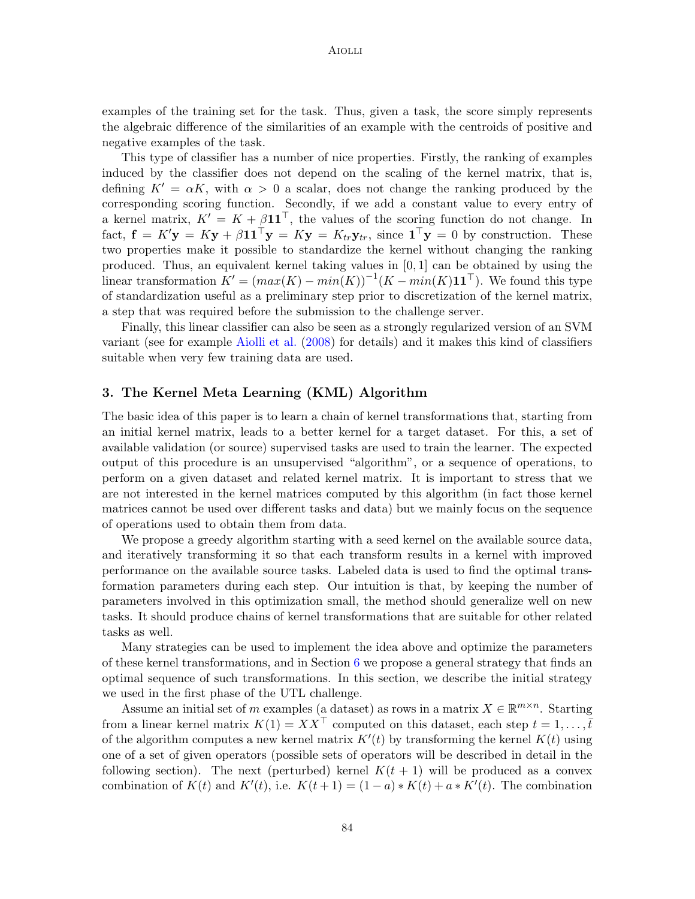examples of the training set for the task. Thus, given a task, the score simply represents the algebraic difference of the similarities of an example with the centroids of positive and negative examples of the task.

This type of classifier has a number of nice properties. Firstly, the ranking of examples induced by the classifier does not depend on the scaling of the kernel matrix, that is, defining $K' = \alpha K$, with $\alpha > 0$ a scalar, does not change the ranking produced by the corresponding scoring function. Secondly, if we add a constant value to every entry of a kernel matrix, $K' = K + \beta \mathbf{1}\mathbf{1}^\top$, the values of the scoring function do not change. In fact, $\mathbf{f} = K'\mathbf{y} = K\mathbf{y} + \beta \mathbf{1}\mathbf{1}^\top \mathbf{y} = K\mathbf{y} = K_{tr}\mathbf{y}_{tr}$, since $\mathbf{1}^\top \mathbf{y} = 0$ by construction. These two properties make it possible to standardize the kernel without changing the ranking produced. Thus, an equivalent kernel taking values in $[0, 1]$ can be obtained by using the linear transformation $K' = (max(K) - min(K))^{-1}(K - min(K)\mathbf{1}\mathbf{1}^\top)$. We found this type of standardization useful as a preliminary step prior to discretization of the kernel matrix, a step that was required before the submission to the challenge server.

Finally, this linear classifier can also be seen as a strongly regularized version of an SVM variant (see for example Aiolli et al. (2008) for details) and it makes this kind of classifiers suitable when very few training data are used.

## 3. The Kernel Meta Learning (KML) Algorithm

The basic idea of this paper is to learn a chain of kernel transformations that, starting from an initial kernel matrix, leads to a better kernel for a target dataset. For this, a set of available validation (or source) supervised tasks are used to train the learner. The expected output of this procedure is an unsupervised "algorithm", or a sequence of operations, to perform on a given dataset and related kernel matrix. It is important to stress that we are not interested in the kernel matrices computed by this algorithm (in fact those kernel matrices cannot be used over different tasks and data) but we mainly focus on the sequence of operations used to obtain them from data.

We propose a greedy algorithm starting with a seed kernel on the available source data, and iteratively transforming it so that each transform results in a kernel with improved performance on the available source tasks. Labeled data is used to find the optimal transformation parameters during each step. Our intuition is that, by keeping the number of parameters involved in this optimization small, the method should generalize well on new tasks. It should produce chains of kernel transformations that are suitable for other related tasks as well.

Many strategies can be used to implement the idea above and optimize the parameters of these kernel transformations, and in Section 6 we propose a general strategy that finds an optimal sequence of such transformations. In this section, we describe the initial strategy we used in the first phase of the UTL challenge.

Assume an initial set of $m$ examples (a dataset) as rows in a matrix $X \in \mathbb{R}^{m \times n}$. Starting from a linear kernel matrix $K(1) = XX^\top$ computed on this dataset, each step $t = 1, \ldots, \bar{t}$ of the algorithm computes a new kernel matrix $K'(t)$ by transforming the kernel $K(t)$ using one of a set of given operators (possible sets of operators will be described in detail in the following section). The next (perturbed) kernel $K(t+1)$ will be produced as a convex combination of $K(t)$ and $K'(t)$, i.e. $K(t+1) = (1-a) * K(t) + a * K'(t)$. The combination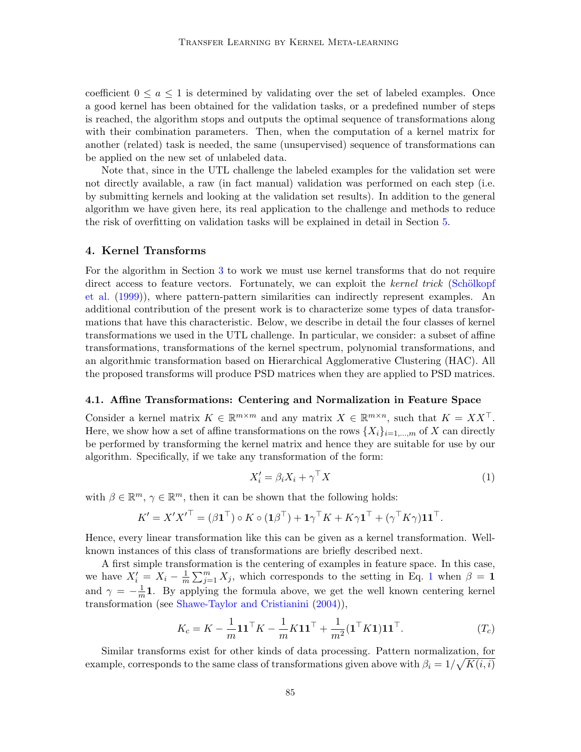coefficient $0 \leq a \leq 1$ is determined by validating over the set of labeled examples. Once a good kernel has been obtained for the validation tasks, or a predefined number of steps is reached, the algorithm stops and outputs the optimal sequence of transformations along with their combination parameters. Then, when the computation of a kernel matrix for another (related) task is needed, the same (unsupervised) sequence of transformations can be applied on the new set of unlabeled data.

Note that, since in the UTL challenge the labeled examples for the validation set were not directly available, a raw (in fact manual) validation was performed on each step (i.e. by submitting kernels and looking at the validation set results). In addition to the general algorithm we have given here, its real application to the challenge and methods to reduce the risk of overfitting on validation tasks will be explained in detail in Section 5.

## 4. Kernel Transforms

For the algorithm in Section 3 to work we must use kernel transforms that do not require direct access to feature vectors. Fortunately, we can exploit the *kernel trick* (Schölkopf et al. (1999)), where pattern-pattern similarities can indirectly represent examples. An additional contribution of the present work is to characterize some types of data transformations that have this characteristic. Below, we describe in detail the four classes of kernel transformations we used in the UTL challenge. In particular, we consider: a subset of affine transformations, transformations of the kernel spectrum, polynomial transformations, and an algorithmic transformation based on Hierarchical Agglomerative Clustering (HAC). All the proposed transforms will produce PSD matrices when they are applied to PSD matrices.

### 4.1. Affine Transformations: Centering and Normalization in Feature Space

Consider a kernel matrix $K \in \mathbb{R}^{m \times m}$ and any matrix $X \in \mathbb{R}^{m \times n}$, such that $K = XX^\top$. Here, we show how a set of affine transformations on the rows $\{X_i\}_{i=1,\ldots,m}$ of $X$ can directly be performed by transforming the kernel matrix and hence they are suitable for use by our algorithm. Specifically, if we take any transformation of the form:

$$X'_i = \beta_i X_i + \gamma^\top X \tag{1}$$

with $\beta \in \mathbb{R}^m$, $\gamma \in \mathbb{R}^m$, then it can be shown that the following holds:

$$K' = X' X'^\top = (\beta \mathbf{1}^\top) \circ K \circ (\mathbf{1}\beta^\top) + \mathbf{1}\gamma^\top K + K\gamma\mathbf{1}^\top + (\gamma^\top K \gamma)\mathbf{1}\mathbf{1}^\top.$$

Hence, every linear transformation like this can be given as a kernel transformation. Well-known instances of this class of transformations are briefly described next.

A first simple transformation is the centering of examples in feature space. In this case, we have $X'_i = X_i - \frac{1}{m}\sum_{j=1}^m X_j$, which corresponds to the setting in Eq. 1 when $\beta = \mathbf{1}$ and $\gamma = -\frac{1}{m}\mathbf{1}$. By applying the formula above, we get the well known centering kernel transformation (see Shawe-Taylor and Cristianini (2004)),

$$K_c = K - \frac{1}{m}\mathbf{1}\mathbf{1}^\top K - \frac{1}{m}K\mathbf{1}\mathbf{1}^\top + \frac{1}{m^2}(\mathbf{1}^\top K \mathbf{1})\mathbf{1}\mathbf{1}^\top. \tag{$T_c$}$$

Similar transforms exist for other kinds of data processing. Pattern normalization, for example, corresponds to the same class of transformations given above with $\beta_i = 1/\sqrt{K(i,i)}$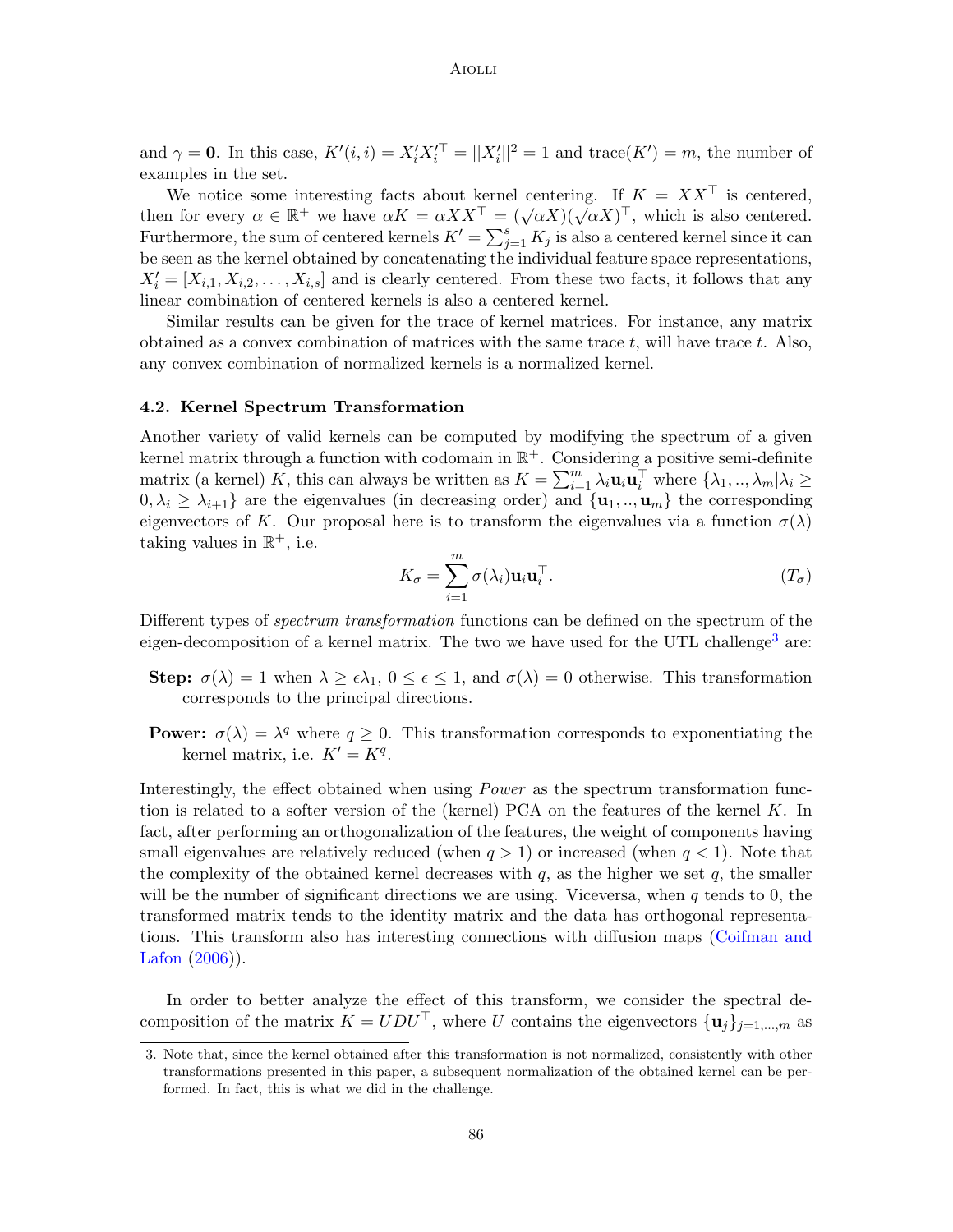and $\gamma = \mathbf{0}$. In this case, $K'(i,i) = X'_i X_i'^\top = ||X'_i||^2 = 1$ and $\text{trace}(K') = m$, the number of examples in the set.

We notice some interesting facts about kernel centering. If $K = XX^\top$ is centered, then for every $\alpha \in \mathbb{R}^+$ we have $\alpha K = \alpha XX^\top = (\sqrt{\alpha}X)(\sqrt{\alpha}X)^\top$, which is also centered. Furthermore, the sum of centered kernels $K' = \sum_{j=1}^{s} K_j$ is also a centered kernel since it can be seen as the kernel obtained by concatenating the individual feature space representations, $X'_i = [X_{i,1}, X_{i,2}, \ldots, X_{i,s}]$ and is clearly centered. From these two facts, it follows that any linear combination of centered kernels is also a centered kernel.

Similar results can be given for the trace of kernel matrices. For instance, any matrix obtained as a convex combination of matrices with the same trace $t$, will have trace $t$. Also, any convex combination of normalized kernels is a normalized kernel.

### 4.2. Kernel Spectrum Transformation

Another variety of valid kernels can be computed by modifying the spectrum of a given kernel matrix through a function with codomain in $\mathbb{R}^+$. Considering a positive semi-definite matrix (a kernel) $K$, this can always be written as $K = \sum_{i=1}^{m} \lambda_i \mathbf{u}_i \mathbf{u}_i^\top$ where $\{\lambda_1, .., \lambda_m | \lambda_i \geq 0, \lambda_i \geq \lambda_{i+1}\}$ are the eigenvalues (in decreasing order) and $\{\mathbf{u}_1, .., \mathbf{u}_m\}$ the corresponding eigenvectors of $K$. Our proposal here is to transform the eigenvalues via a function $\sigma(\lambda)$ taking values in $\mathbb{R}^+$, i.e.

$$K_\sigma = \sum_{i=1}^{m} \sigma(\lambda_i) \mathbf{u}_i \mathbf{u}_i^\top. \qquad (T_\sigma)$$

Different types of *spectrum transformation* functions can be defined on the spectrum of the eigen-decomposition of a kernel matrix. The two we have used for the UTL challenge[3] are:

**Step:** $\sigma(\lambda) = 1$ when $\lambda \geq \epsilon\lambda_1$, $0 \leq \epsilon \leq 1$, and $\sigma(\lambda) = 0$ otherwise. This transformation corresponds to the principal directions.

**Power:** $\sigma(\lambda) = \lambda^q$ where $q \geq 0$. This transformation corresponds to exponentiating the kernel matrix, i.e. $K' = K^q$.

Interestingly, the effect obtained when using *Power* as the spectrum transformation function is related to a softer version of the (kernel) PCA on the features of the kernel $K$. In fact, after performing an orthogonalization of the features, the weight of components having small eigenvalues are relatively reduced (when $q > 1$) or increased (when $q < 1$). Note that the complexity of the obtained kernel decreases with $q$, as the higher we set $q$, the smaller will be the number of significant directions we are using. Viceversa, when $q$ tends to 0, the transformed matrix tends to the identity matrix and the data has orthogonal representations. This transform also has interesting connections with diffusion maps (Coifman and Lafon (2006)).

In order to better analyze the effect of this transform, we consider the spectral decomposition of the matrix $K = UDU^\top$, where $U$ contains the eigenvectors $\{\mathbf{u}_j\}_{j=1,\ldots,m}$ as

3. Note that, since the kernel obtained after this transformation is not normalized, consistently with other transformations presented in this paper, a subsequent normalization of the obtained kernel can be performed. In fact, this is what we did in the challenge.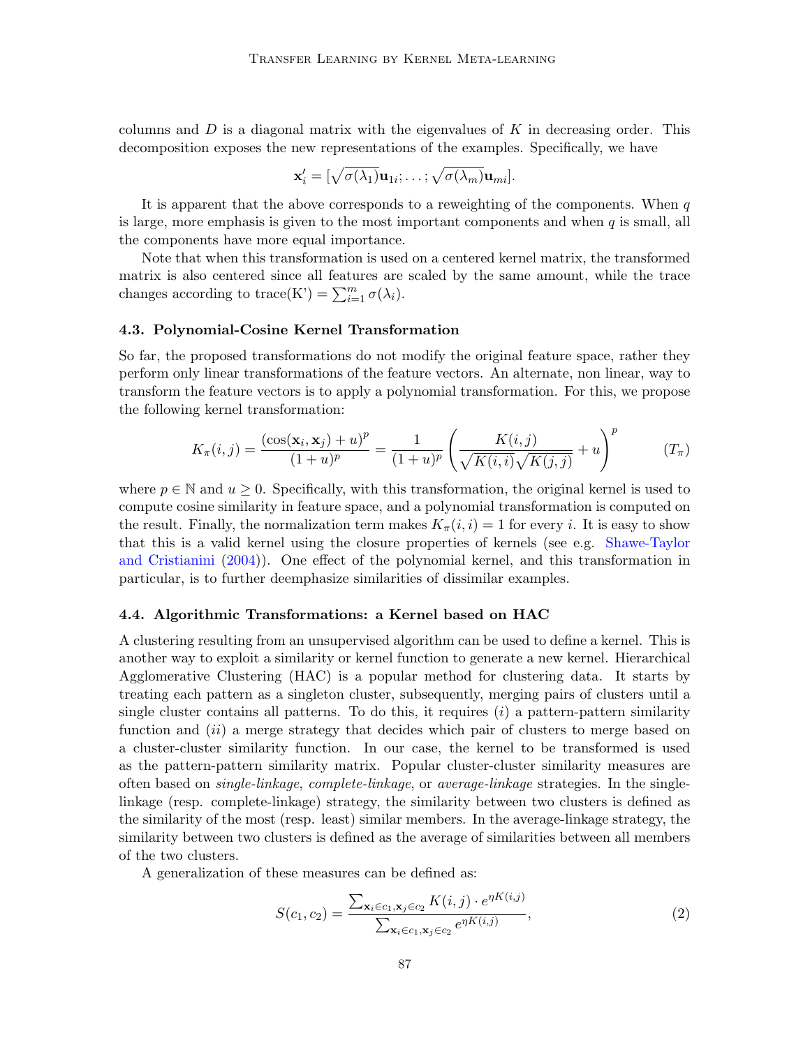columns and $D$ is a diagonal matrix with the eigenvalues of $K$ in decreasing order. This decomposition exposes the new representations of the examples. Specifically, we have

$$\mathbf{x}'_i = [\sqrt{\sigma(\lambda_1)}\mathbf{u}_{1i}; \ldots; \sqrt{\sigma(\lambda_m)}\mathbf{u}_{mi}].$$

It is apparent that the above corresponds to a reweighting of the components. When $q$ is large, more emphasis is given to the most important components and when $q$ is small, all the components have more equal importance.

Note that when this transformation is used on a centered kernel matrix, the transformed matrix is also centered since all features are scaled by the same amount, while the trace changes according to $\text{trace}(\text{K'}) = \sum_{i=1}^{m} \sigma(\lambda_i)$.

### 4.3. Polynomial-Cosine Kernel Transformation

So far, the proposed transformations do not modify the original feature space, rather they perform only linear transformations of the feature vectors. An alternate, non linear, way to transform the feature vectors is to apply a polynomial transformation. For this, we propose the following kernel transformation:

$$K_\pi(i,j) = \frac{(\cos(\mathbf{x}_i, \mathbf{x}_j) + u)^p}{(1+u)^p} = \frac{1}{(1+u)^p}\left(\frac{K(i,j)}{\sqrt{K(i,i)}\sqrt{K(j,j)}} + u\right)^p \qquad (T_\pi)$$

where $p \in \mathbb{N}$ and $u \geq 0$. Specifically, with this transformation, the original kernel is used to compute cosine similarity in feature space, and a polynomial transformation is computed on the result. Finally, the normalization term makes $K_\pi(i,i) = 1$ for every $i$. It is easy to show that this is a valid kernel using the closure properties of kernels (see e.g. Shawe-Taylor and Cristianini (2004)). One effect of the polynomial kernel, and this transformation in particular, is to further deemphasize similarities of dissimilar examples.

### 4.4. Algorithmic Transformations: a Kernel based on HAC

A clustering resulting from an unsupervised algorithm can be used to define a kernel. This is another way to exploit a similarity or kernel function to generate a new kernel. Hierarchical Agglomerative Clustering (HAC) is a popular method for clustering data. It starts by treating each pattern as a singleton cluster, subsequently, merging pairs of clusters until a single cluster contains all patterns. To do this, it requires ($i$) a pattern-pattern similarity function and ($ii$) a merge strategy that decides which pair of clusters to merge based on a cluster-cluster similarity function. In our case, the kernel to be transformed is used as the pattern-pattern similarity matrix. Popular cluster-cluster similarity measures are often based on *single-linkage*, *complete-linkage*, or *average-linkage* strategies. In the single-linkage (resp. complete-linkage) strategy, the similarity between two clusters is defined as the similarity of the most (resp. least) similar members. In the average-linkage strategy, the similarity between two clusters is defined as the average of similarities between all members of the two clusters.

A generalization of these measures can be defined as:

$$S(c_1, c_2) = \frac{\sum_{\mathbf{x}_i \in c_1, \mathbf{x}_j \in c_2} K(i,j) \cdot e^{\eta K(i,j)}}{\sum_{\mathbf{x}_i \in c_1, \mathbf{x}_j \in c_2} e^{\eta K(i,j)}}, \qquad (2)$$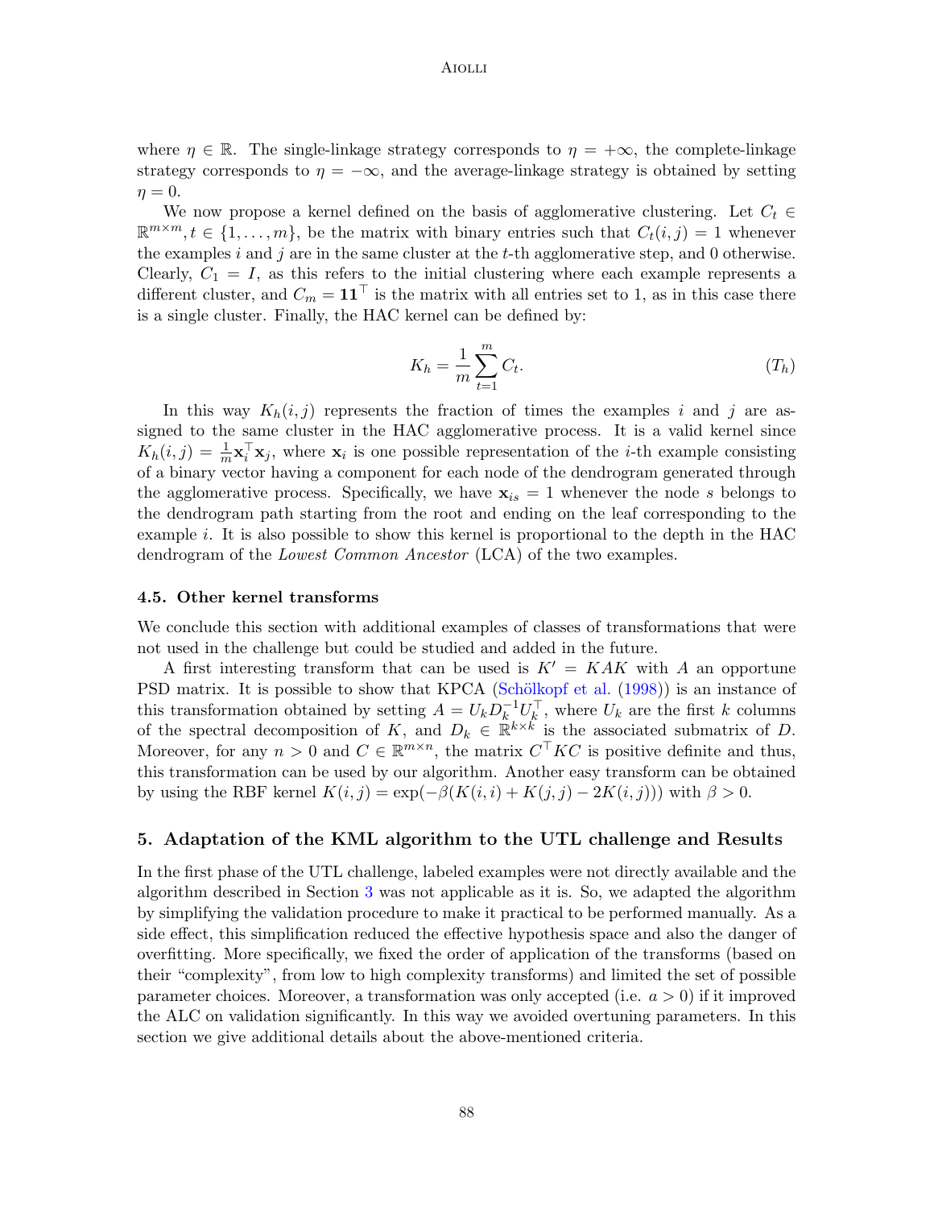where $\eta \in \mathbb{R}$. The single-linkage strategy corresponds to $\eta = +\infty$, the complete-linkage strategy corresponds to $\eta = -\infty$, and the average-linkage strategy is obtained by setting $\eta = 0$.

We now propose a kernel defined on the basis of agglomerative clustering. Let $C_t \in \mathbb{R}^{m \times m}, t \in \{1, \dots, m\}$, be the matrix with binary entries such that $C_t(i,j) = 1$ whenever the examples $i$ and $j$ are in the same cluster at the $t$-th agglomerative step, and 0 otherwise. Clearly, $C_1 = I$, as this refers to the initial clustering where each example represents a different cluster, and $C_m = \mathbf{1}\mathbf{1}^\top$ is the matrix with all entries set to 1, as in this case there is a single cluster. Finally, the HAC kernel can be defined by:

$$K_h = \frac{1}{m} \sum_{t=1}^{m} C_t. \qquad (T_h)$$

In this way $K_h(i,j)$ represents the fraction of times the examples $i$ and $j$ are assigned to the same cluster in the HAC agglomerative process. It is a valid kernel since $K_h(i,j) = \frac{1}{m}\mathbf{x}_i^\top \mathbf{x}_j$, where $\mathbf{x}_i$ is one possible representation of the $i$-th example consisting of a binary vector having a component for each node of the dendrogram generated through the agglomerative process. Specifically, we have $\mathbf{x}_{is} = 1$ whenever the node $s$ belongs to the dendrogram path starting from the root and ending on the leaf corresponding to the example $i$. It is also possible to show this kernel is proportional to the depth in the HAC dendrogram of the *Lowest Common Ancestor* (LCA) of the two examples.

### 4.5. Other kernel transforms

We conclude this section with additional examples of classes of transformations that were not used in the challenge but could be studied and added in the future.

A first interesting transform that can be used is $K' = KAK$ with $A$ an opportune PSD matrix. It is possible to show that KPCA (Schölkopf et al. (1998)) is an instance of this transformation obtained by setting $A = U_k D_k^{-1} U_k^\top$, where $U_k$ are the first $k$ columns of the spectral decomposition of $K$, and $D_k \in \mathbb{R}^{k \times k}$ is the associated submatrix of $D$. Moreover, for any $n > 0$ and $C \in \mathbb{R}^{m \times n}$, the matrix $C^\top K C$ is positive definite and thus, this transformation can be used by our algorithm. Another easy transform can be obtained by using the RBF kernel $K(i,j) = \exp(-\beta(K(i,i) + K(j,j) - 2K(i,j)))$ with $\beta > 0$.

## 5. Adaptation of the KML algorithm to the UTL challenge and Results

In the first phase of the UTL challenge, labeled examples were not directly available and the algorithm described in Section 3 was not applicable as it is. So, we adapted the algorithm by simplifying the validation procedure to make it practical to be performed manually. As a side effect, this simplification reduced the effective hypothesis space and also the danger of overfitting. More specifically, we fixed the order of application of the transforms (based on their "complexity", from low to high complexity transforms) and limited the set of possible parameter choices. Moreover, a transformation was only accepted (i.e. $a > 0$) if it improved the ALC on validation significantly. In this way we avoided overtuning parameters. In this section we give additional details about the above-mentioned criteria.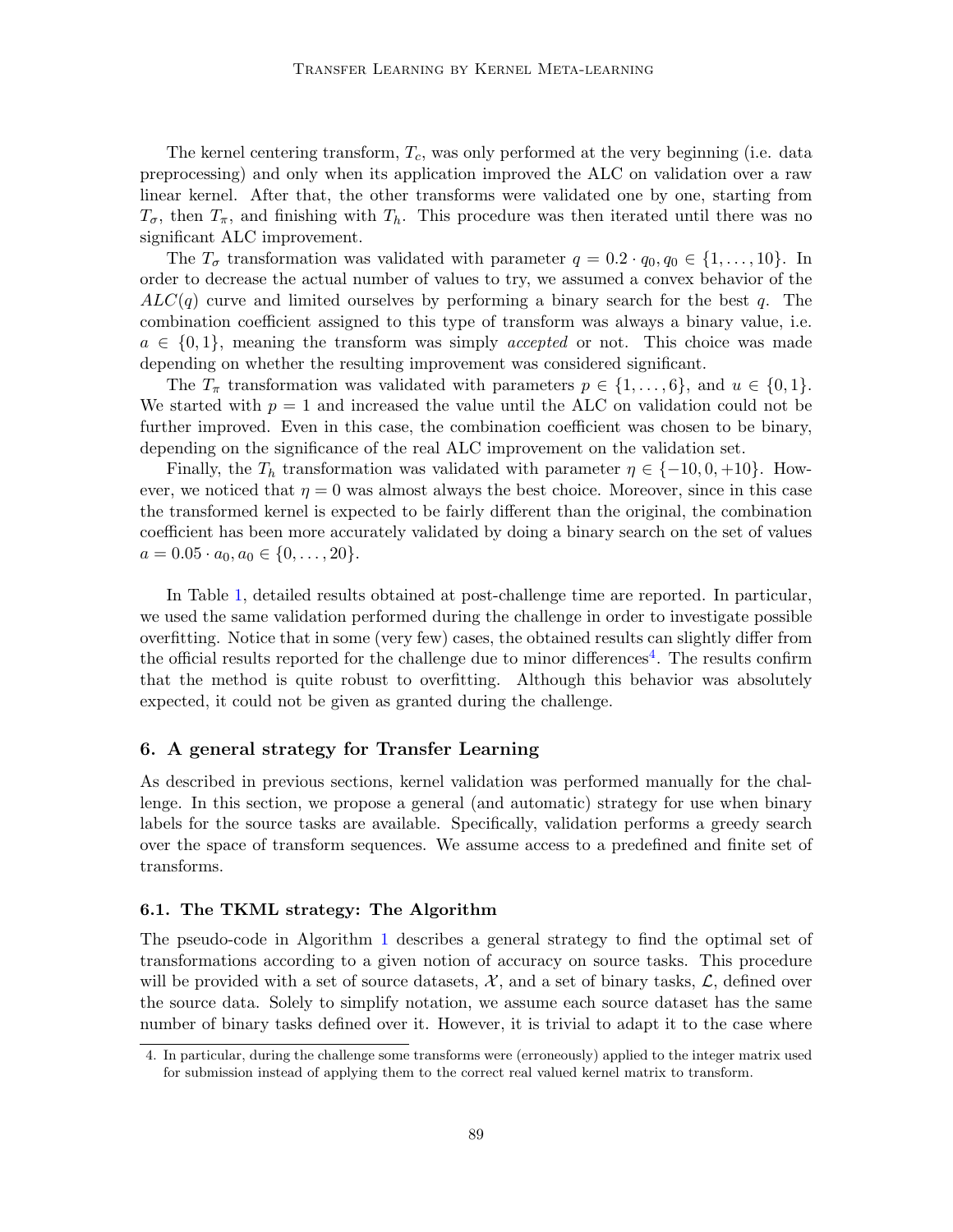The kernel centering transform, $T_c$, was only performed at the very beginning (i.e. data preprocessing) and only when its application improved the ALC on validation over a raw linear kernel. After that, the other transforms were validated one by one, starting from $T_\sigma$, then $T_\pi$, and finishing with $T_h$. This procedure was then iterated until there was no significant ALC improvement.

The $T_\sigma$ transformation was validated with parameter $q = 0.2 \cdot q_0, q_0 \in \{1, \ldots, 10\}$. In order to decrease the actual number of values to try, we assumed a convex behavior of the $ALC(q)$ curve and limited ourselves by performing a binary search for the best $q$. The combination coefficient assigned to this type of transform was always a binary value, i.e. $a \in \{0, 1\}$, meaning the transform was simply *accepted* or not. This choice was made depending on whether the resulting improvement was considered significant.

The $T_\pi$ transformation was validated with parameters $p \in \{1, \ldots, 6\}$, and $u \in \{0, 1\}$. We started with $p = 1$ and increased the value until the ALC on validation could not be further improved. Even in this case, the combination coefficient was chosen to be binary, depending on the significance of the real ALC improvement on the validation set.

Finally, the $T_h$ transformation was validated with parameter $\eta \in \{-10, 0, +10\}$. However, we noticed that $\eta = 0$ was almost always the best choice. Moreover, since in this case the transformed kernel is expected to be fairly different than the original, the combination coefficient has been more accurately validated by doing a binary search on the set of values $a = 0.05 \cdot a_0, a_0 \in \{0, \ldots, 20\}$.

In Table 1, detailed results obtained at post-challenge time are reported. In particular, we used the same validation performed during the challenge in order to investigate possible overfitting. Notice that in some (very few) cases, the obtained results can slightly differ from the official results reported for the challenge due to minor differences[4]. The results confirm that the method is quite robust to overfitting. Although this behavior was absolutely expected, it could not be given as granted during the challenge.

## 6. A general strategy for Transfer Learning

As described in previous sections, kernel validation was performed manually for the challenge. In this section, we propose a general (and automatic) strategy for use when binary labels for the source tasks are available. Specifically, validation performs a greedy search over the space of transform sequences. We assume access to a predefined and finite set of transforms.

### 6.1. The TKML strategy: The Algorithm

The pseudo-code in Algorithm 1 describes a general strategy to find the optimal set of transformations according to a given notion of accuracy on source tasks. This procedure will be provided with a set of source datasets, $\mathcal{X}$, and a set of binary tasks, $\mathcal{L}$, defined over the source data. Solely to simplify notation, we assume each source dataset has the same number of binary tasks defined over it. However, it is trivial to adapt it to the case where

4. In particular, during the challenge some transforms were (erroneously) applied to the integer matrix used for submission instead of applying them to the correct real valued kernel matrix to transform.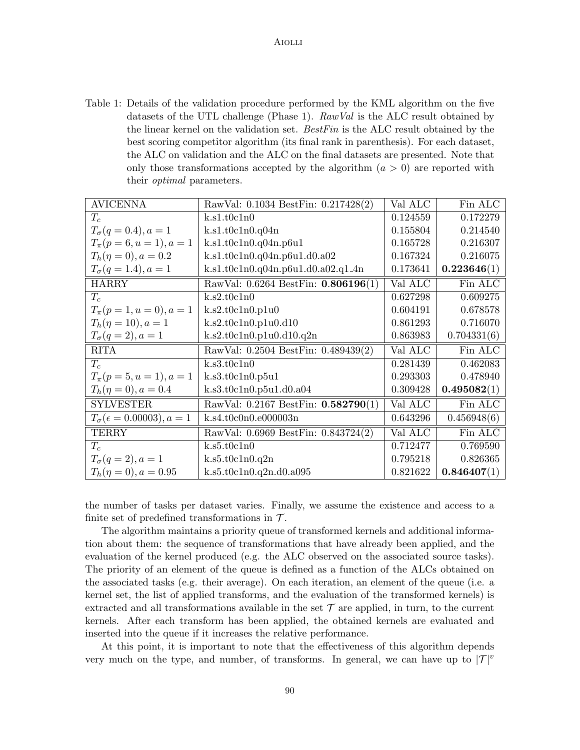Table 1: Details of the validation procedure performed by the KML algorithm on the five datasets of the UTL challenge (Phase 1). *RawVal* is the ALC result obtained by the linear kernel on the validation set. *BestFin* is the ALC result obtained by the best scoring competitor algorithm (its final rank in parenthesis). For each dataset, the ALC on validation and the ALC on the final datasets are presented. Note that only those transformations accepted by the algorithm ($a > 0$) are reported with their *optimal* parameters.

| AVICENNA | RawVal: 0.1034 BestFin: 0.217428(2) | Val ALC | Fin ALC |
|---|---|---|---|
| $T_c$ | k.s1.t0c1n0 | 0.124559 | 0.172279 |
| $T_\sigma(q = 0.4), a = 1$ | k.s1.t0c1n0.q04n | 0.155804 | 0.214540 |
| $T_\pi(p = 6, u = 1), a = 1$ | k.s1.t0c1n0.q04n.p6u1 | 0.165728 | 0.216307 |
| $T_h(\eta = 0), a = 0.2$ | k.s1.t0c1n0.q04n.p6u1.d0.a02 | 0.167324 | 0.216075 |
| $T_\sigma(q = 1.4), a = 1$ | k.s1.t0c1n0.q04n.p6u1.d0.a02.q1_4n | 0.173641 | **0.223646**(1) |
| **HARRY** | RawVal: 0.6264 BestFin: **0.806196**(1) | Val ALC | Fin ALC |
| $T_c$ | k.s2.t0c1n0 | 0.627298 | 0.609275 |
| $T_\pi(p = 1, u = 0), a = 1$ | k.s2.t0c1n0.p1u0 | 0.604191 | 0.678578 |
| $T_h(\eta = 10), a = 1$ | k.s2.t0c1n0.p1u0.d10 | 0.861293 | 0.716070 |
| $T_\sigma(q = 2), a = 1$ | k.s2.t0c1n0.p1u0.d10.q2n | 0.863983 | 0.704331(6) |
| **RITA** | RawVal: 0.2504 BestFin: 0.489439(2) | Val ALC | Fin ALC |
| $T_c$ | k.s3.t0c1n0 | 0.281439 | 0.462083 |
| $T_\pi(p = 5, u = 1), a = 1$ | k.s3.t0c1n0.p5u1 | 0.293303 | 0.478940 |
| $T_h(\eta = 0), a = 0.4$ | k.s3.t0c1n0.p5u1.d0.a04 | 0.309428 | **0.495082**(1) |
| **SYLVESTER** | RawVal: 0.2167 BestFin: **0.582790**(1) | Val ALC | Fin ALC |
| $T_\sigma(\epsilon = 0.00003), a = 1$ | k.s4.t0c0n0.e000003n | 0.643296 | 0.456948(6) |
| **TERRY** | RawVal: 0.6969 BestFin: 0.843724(2) | Val ALC | Fin ALC |
| $T_c$ | k.s5.t0c1n0 | 0.712477 | 0.769590 |
| $T_\sigma(q = 2), a = 1$ | k.s5.t0c1n0.q2n | 0.795218 | 0.826365 |
| $T_h(\eta = 0), a = 0.95$ | k.s5.t0c1n0.q2n.d0.a095 | 0.821622 | **0.846407**(1) |

the number of tasks per dataset varies. Finally, we assume the existence and access to a finite set of predefined transformations in $\mathcal{T}$.

The algorithm maintains a priority queue of transformed kernels and additional information about them: the sequence of transformations that have already been applied, and the evaluation of the kernel produced (e.g. the ALC observed on the associated source tasks). The priority of an element of the queue is defined as a function of the ALCs obtained on the associated tasks (e.g. their average). On each iteration, an element of the queue (i.e. a kernel set, the list of applied transforms, and the evaluation of the transformed kernels) is extracted and all transformations available in the set $\mathcal{T}$ are applied, in turn, to the current kernels. After each transform has been applied, the obtained kernels are evaluated and inserted into the queue if it increases the relative performance.

At this point, it is important to note that the effectiveness of this algorithm depends very much on the type, and number, of transforms. In general, we can have up to $|\mathcal{T}|^v$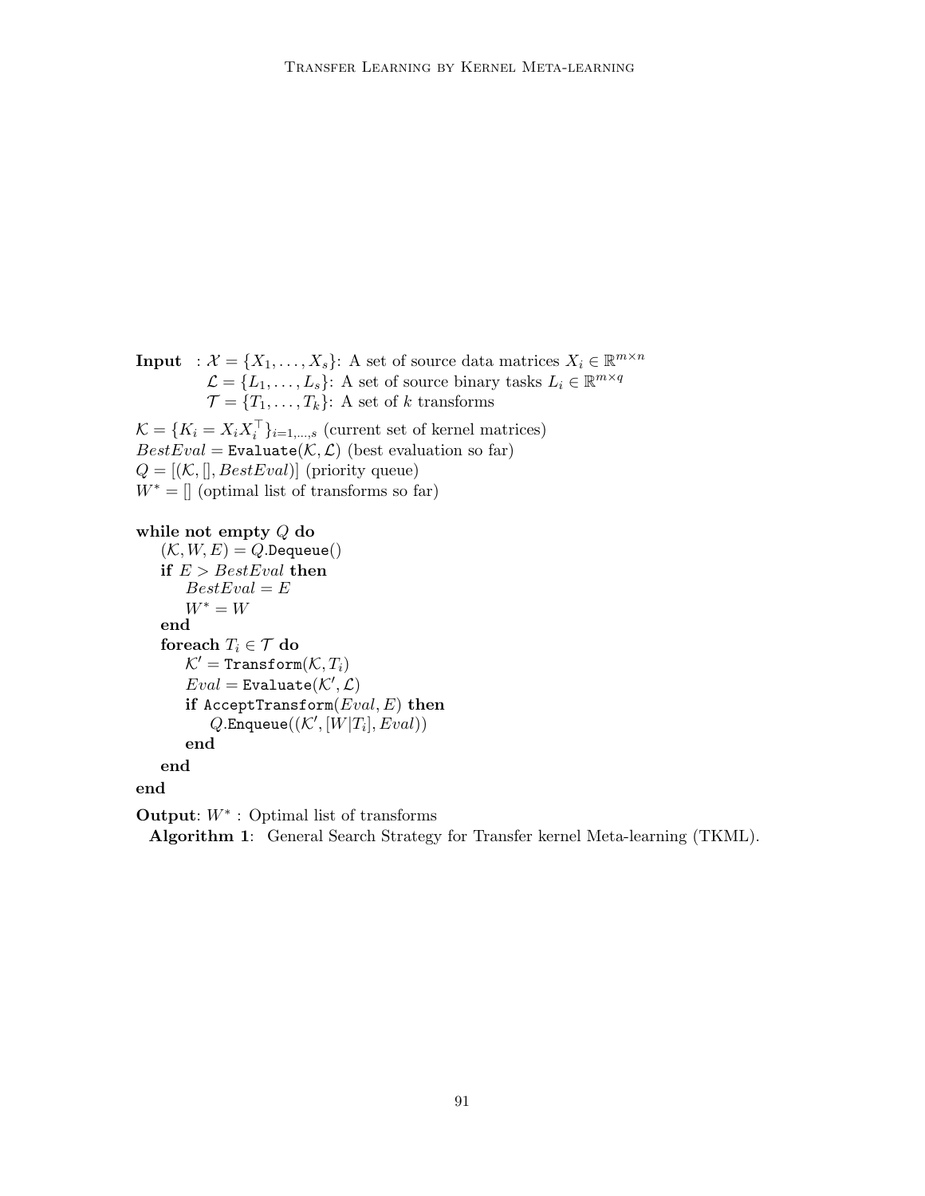**Input** : $\mathcal{X} = \{X_1, \ldots, X_s\}$: A set of source data matrices $X_i \in \mathbb{R}^{m \times n}$
$\mathcal{L} = \{L_1, \ldots, L_s\}$: A set of source binary tasks $L_i \in \mathbb{R}^{m \times q}$
$\mathcal{T} = \{T_1, \ldots, T_k\}$: A set of $k$ transforms

$\mathcal{K} = \{K_i = X_i X_i^\top\}_{i=1,\ldots,s}$ (current set of kernel matrices)
$BestEval = \texttt{Evaluate}(\mathcal{K}, \mathcal{L})$ (best evaluation so far)
$Q = [(\mathcal{K}, [], BestEval)]$ (priority queue)
$W^* = []$ (optimal list of transforms so far)

**while not empty** $Q$ **do**
&nbsp;&nbsp;&nbsp;&nbsp;$(\mathcal{K}, W, E) = Q.\texttt{Dequeue}()$
&nbsp;&nbsp;&nbsp;&nbsp;**if** $E > BestEval$ **then**
&nbsp;&nbsp;&nbsp;&nbsp;&nbsp;&nbsp;&nbsp;&nbsp;$BestEval = E$
&nbsp;&nbsp;&nbsp;&nbsp;&nbsp;&nbsp;&nbsp;&nbsp;$W^* = W$
&nbsp;&nbsp;&nbsp;&nbsp;**end**
&nbsp;&nbsp;&nbsp;&nbsp;**foreach** $T_i \in \mathcal{T}$ **do**
&nbsp;&nbsp;&nbsp;&nbsp;&nbsp;&nbsp;&nbsp;&nbsp;$\mathcal{K}' = \texttt{Transform}(\mathcal{K}, T_i)$
&nbsp;&nbsp;&nbsp;&nbsp;&nbsp;&nbsp;&nbsp;&nbsp;$Eval = \texttt{Evaluate}(\mathcal{K}', \mathcal{L})$
&nbsp;&nbsp;&nbsp;&nbsp;&nbsp;&nbsp;&nbsp;&nbsp;**if** $\texttt{AcceptTransform}(Eval, E)$ **then**
&nbsp;&nbsp;&nbsp;&nbsp;&nbsp;&nbsp;&nbsp;&nbsp;&nbsp;&nbsp;&nbsp;&nbsp;$Q.\texttt{Enqueue}((\mathcal{K}', [W|T_i], Eval))$
&nbsp;&nbsp;&nbsp;&nbsp;&nbsp;&nbsp;&nbsp;&nbsp;**end**
&nbsp;&nbsp;&nbsp;&nbsp;**end**
**end**

**Output**: $W^*$ : Optimal list of transforms

**Algorithm 1**: General Search Strategy for Transfer kernel Meta-learning (TKML).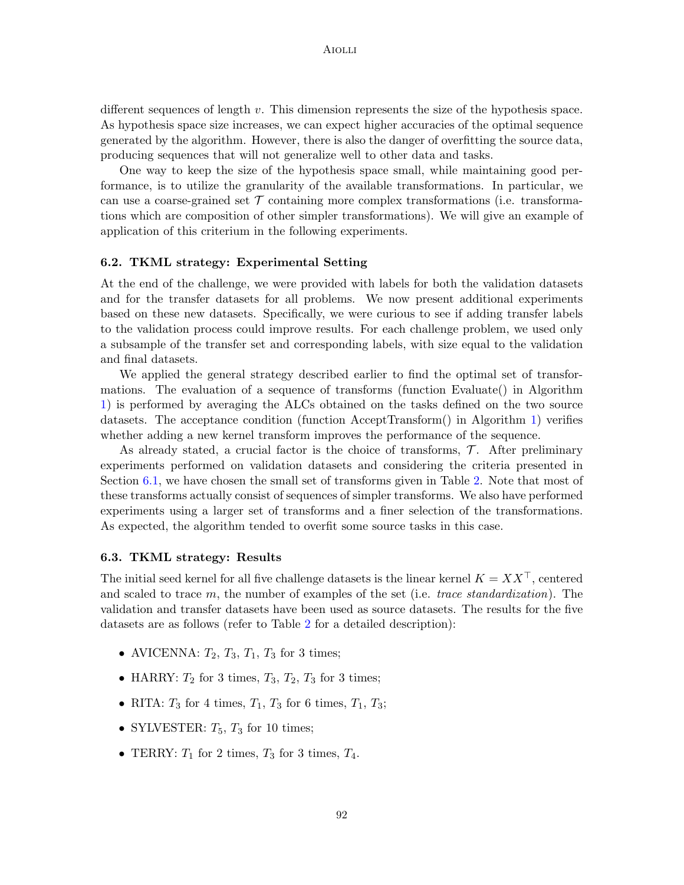different sequences of length $v$. This dimension represents the size of the hypothesis space. As hypothesis space size increases, we can expect higher accuracies of the optimal sequence generated by the algorithm. However, there is also the danger of overfitting the source data, producing sequences that will not generalize well to other data and tasks.

One way to keep the size of the hypothesis space small, while maintaining good performance, is to utilize the granularity of the available transformations. In particular, we can use a coarse-grained set $\mathcal{T}$ containing more complex transformations (i.e. transformations which are composition of other simpler transformations). We will give an example of application of this criterium in the following experiments.

### 6.2. TKML strategy: Experimental Setting

At the end of the challenge, we were provided with labels for both the validation datasets and for the transfer datasets for all problems. We now present additional experiments based on these new datasets. Specifically, we were curious to see if adding transfer labels to the validation process could improve results. For each challenge problem, we used only a subsample of the transfer set and corresponding labels, with size equal to the validation and final datasets.

We applied the general strategy described earlier to find the optimal set of transformations. The evaluation of a sequence of transforms (function Evaluate() in Algorithm 1) is performed by averaging the ALCs obtained on the tasks defined on the two source datasets. The acceptance condition (function AcceptTransform() in Algorithm 1) verifies whether adding a new kernel transform improves the performance of the sequence.

As already stated, a crucial factor is the choice of transforms, $\mathcal{T}$. After preliminary experiments performed on validation datasets and considering the criteria presented in Section 6.1, we have chosen the small set of transforms given in Table 2. Note that most of these transforms actually consist of sequences of simpler transforms. We also have performed experiments using a larger set of transforms and a finer selection of the transformations. As expected, the algorithm tended to overfit some source tasks in this case.

### 6.3. TKML strategy: Results

The initial seed kernel for all five challenge datasets is the linear kernel $K = XX^\top$, centered and scaled to trace $m$, the number of examples of the set (i.e. *trace standardization*). The validation and transfer datasets have been used as source datasets. The results for the five datasets are as follows (refer to Table 2 for a detailed description):

- AVICENNA: $T_2$, $T_3$, $T_1$, $T_3$ for 3 times;
- HARRY: $T_2$ for 3 times, $T_3$, $T_2$, $T_3$ for 3 times;
- RITA: $T_3$ for 4 times, $T_1$, $T_3$ for 6 times, $T_1$, $T_3$;
- SYLVESTER: $T_5$, $T_3$ for 10 times;
- TERRY: $T_1$ for 2 times, $T_3$ for 3 times, $T_4$.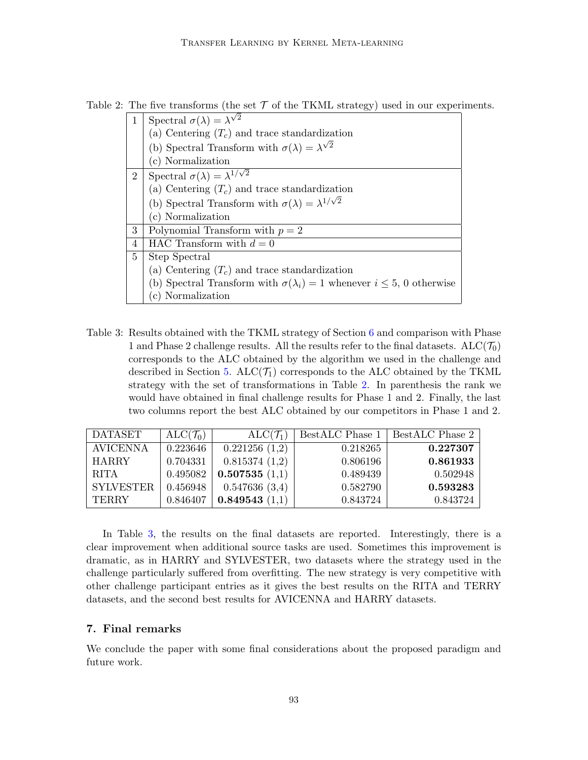Table 2: The five transforms (the set $\mathcal{T}$ of the TKML strategy) used in our experiments.

| | |
|---|---|
| 1 | Spectral $\sigma(\lambda) = \lambda^{\sqrt{2}}$<br>(a) Centering ($T_c$) and trace standardization<br>(b) Spectral Transform with $\sigma(\lambda) = \lambda^{\sqrt{2}}$<br>(c) Normalization |
| 2 | Spectral $\sigma(\lambda) = \lambda^{1/\sqrt{2}}$<br>(a) Centering ($T_c$) and trace standardization<br>(b) Spectral Transform with $\sigma(\lambda) = \lambda^{1/\sqrt{2}}$<br>(c) Normalization |
| 3 | Polynomial Transform with $p = 2$ |
| 4 | HAC Transform with $d = 0$ |
| 5 | Step Spectral<br>(a) Centering ($T_c$) and trace standardization<br>(b) Spectral Transform with $\sigma(\lambda_i) = 1$ whenever $i \leq 5$, 0 otherwise<br>(c) Normalization |

Table 3: Results obtained with the TKML strategy of Section 6 and comparison with Phase 1 and Phase 2 challenge results. All the results refer to the final datasets. ALC($\mathcal{T}_0$) corresponds to the ALC obtained by the algorithm we used in the challenge and described in Section 5. ALC($\mathcal{T}_1$) corresponds to the ALC obtained by the TKML strategy with the set of transformations in Table 2. In parenthesis the rank we would have obtained in final challenge results for Phase 1 and 2. Finally, the last two columns report the best ALC obtained by our competitors in Phase 1 and 2.

| DATASET | ALC($\mathcal{T}_0$) | ALC($\mathcal{T}_1$) | BestALC Phase 1 | BestALC Phase 2 |
|---|---|---|---|---|
| AVICENNA | 0.223646 | 0.221256 (1,2) | 0.218265 | **0.227307** |
| HARRY | 0.704331 | 0.815374 (1,2) | 0.806196 | **0.861933** |
| RITA | 0.495082 | **0.507535** (1,1) | 0.489439 | 0.502948 |
| SYLVESTER | 0.456948 | 0.547636 (3,4) | 0.582790 | **0.593283** |
| TERRY | 0.846407 | **0.849543** (1,1) | 0.843724 | 0.843724 |

In Table 3, the results on the final datasets are reported. Interestingly, there is a clear improvement when additional source tasks are used. Sometimes this improvement is dramatic, as in HARRY and SYLVESTER, two datasets where the strategy used in the challenge particularly suffered from overfitting. The new strategy is very competitive with other challenge participant entries as it gives the best results on the RITA and TERRY datasets, and the second best results for AVICENNA and HARRY datasets.

## 7. Final remarks

We conclude the paper with some final considerations about the proposed paradigm and future work.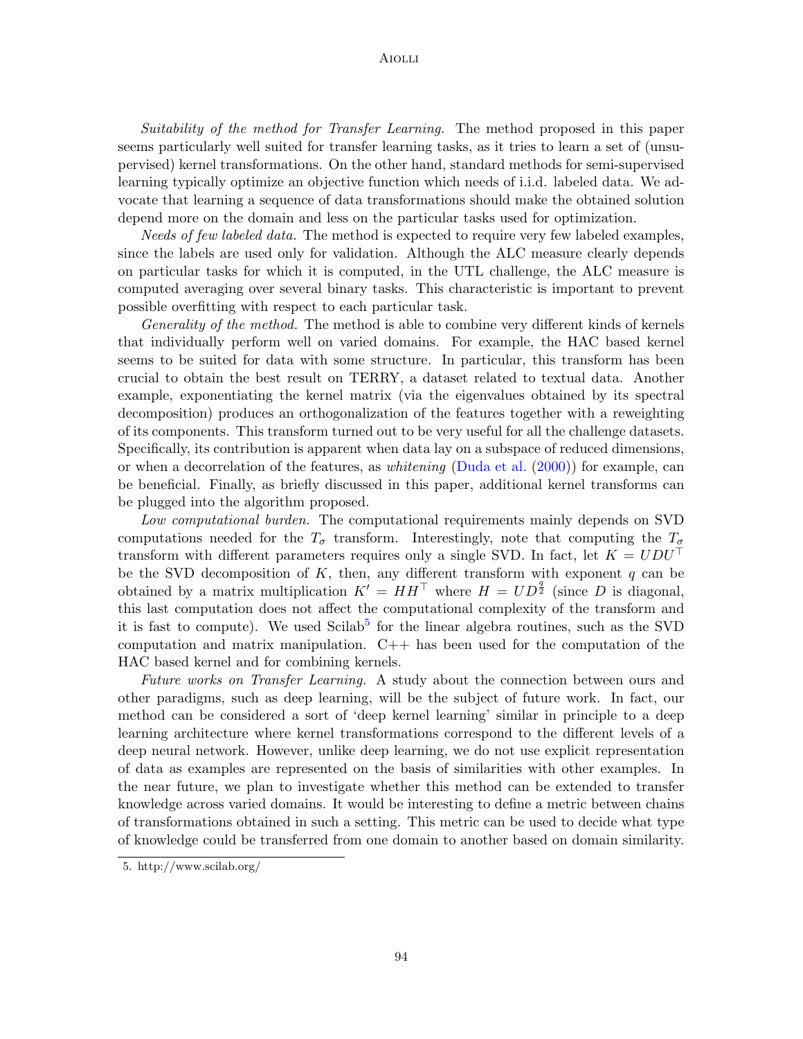*Suitability of the method for Transfer Learning.* The method proposed in this paper seems particularly well suited for transfer learning tasks, as it tries to learn a set of (unsupervised) kernel transformations. On the other hand, standard methods for semi-supervised learning typically optimize an objective function which needs of i.i.d. labeled data. We advocate that learning a sequence of data transformations should make the obtained solution depend more on the domain and less on the particular tasks used for optimization.

*Needs of few labeled data.* The method is expected to require very few labeled examples, since the labels are used only for validation. Although the ALC measure clearly depends on particular tasks for which it is computed, in the UTL challenge, the ALC measure is computed averaging over several binary tasks. This characteristic is important to prevent possible overfitting with respect to each particular task.

*Generality of the method.* The method is able to combine very different kinds of kernels that individually perform well on varied domains. For example, the HAC based kernel seems to be suited for data with some structure. In particular, this transform has been crucial to obtain the best result on TERRY, a dataset related to textual data. Another example, exponentiating the kernel matrix (via the eigenvalues obtained by its spectral decomposition) produces an orthogonalization of the features together with a reweighting of its components. This transform turned out to be very useful for all the challenge datasets. Specifically, its contribution is apparent when data lay on a subspace of reduced dimensions, or when a decorrelation of the features, as *whitening* (Duda et al. (2000)) for example, can be beneficial. Finally, as briefly discussed in this paper, additional kernel transforms can be plugged into the algorithm proposed.

*Low computational burden.* The computational requirements mainly depends on SVD computations needed for the $T_\sigma$ transform. Interestingly, note that computing the $T_\sigma$ transform with different parameters requires only a single SVD. In fact, let $K = UDU^\top$ be the SVD decomposition of $K$, then, any different transform with exponent $q$ can be obtained by a matrix multiplication $K' = HH^\top$ where $H = UD^{\frac{q}{2}}$ (since $D$ is diagonal, this last computation does not affect the computational complexity of the transform and it is fast to compute). We used Scilab[5] for the linear algebra routines, such as the SVD computation and matrix manipulation. C++ has been used for the computation of the HAC based kernel and for combining kernels.

*Future works on Transfer Learning.* A study about the connection between ours and other paradigms, such as deep learning, will be the subject of future work. In fact, our method can be considered a sort of 'deep kernel learning' similar in principle to a deep learning architecture where kernel transformations correspond to the different levels of a deep neural network. However, unlike deep learning, we do not use explicit representation of data as examples are represented on the basis of similarities with other examples. In the near future, we plan to investigate whether this method can be extended to transfer knowledge across varied domains. It would be interesting to define a metric between chains of transformations obtained in such a setting. This metric can be used to decide what type of knowledge could be transferred from one domain to another based on domain similarity.

5. http://www.scilab.org/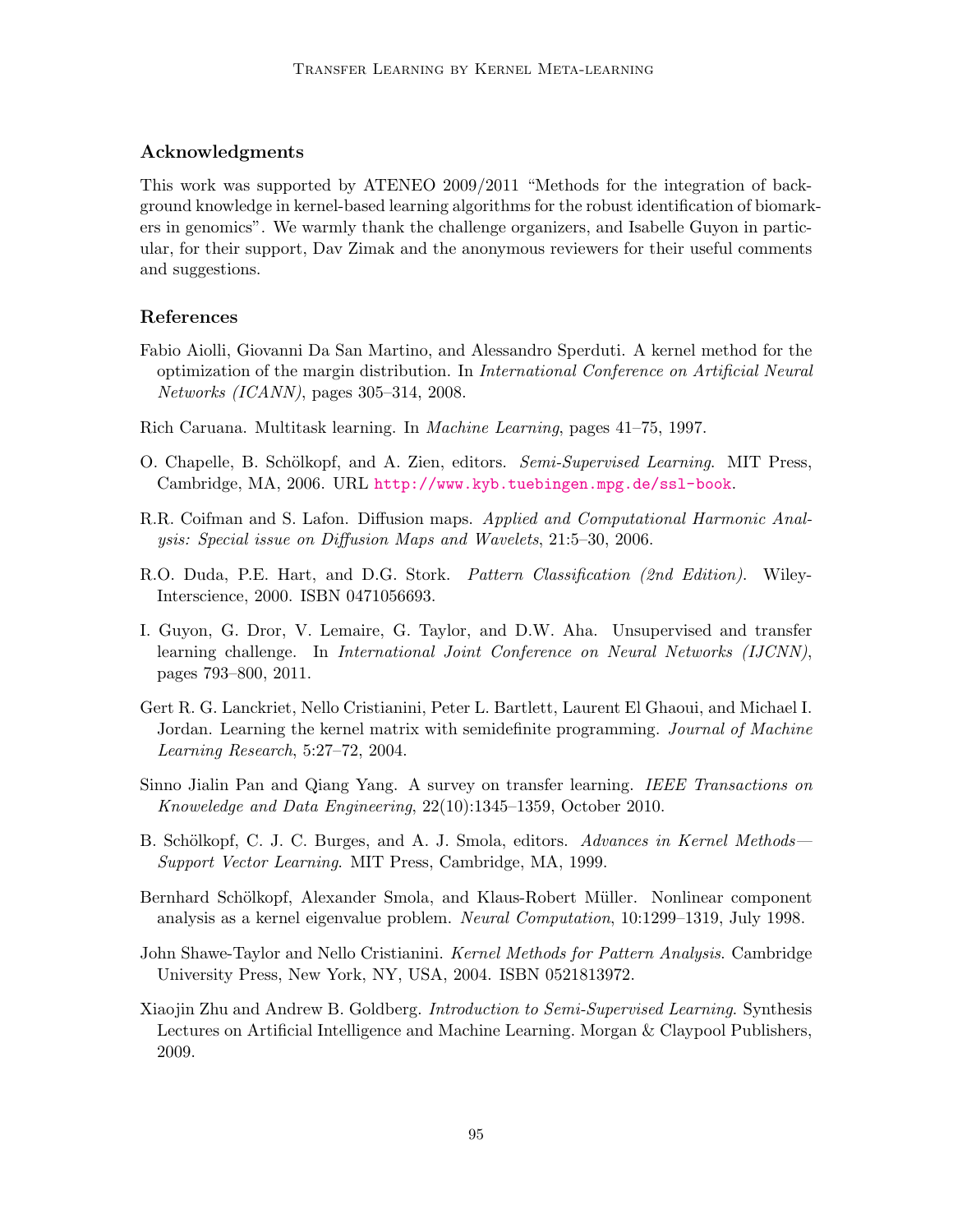## Acknowledgments

This work was supported by ATENEO 2009/2011 "Methods for the integration of background knowledge in kernel-based learning algorithms for the robust identification of biomarkers in genomics". We warmly thank the challenge organizers, and Isabelle Guyon in particular, for their support, Dav Zimak and the anonymous reviewers for their useful comments and suggestions.

## References

Fabio Aiolli, Giovanni Da San Martino, and Alessandro Sperduti. A kernel method for the optimization of the margin distribution. In *International Conference on Artificial Neural Networks (ICANN)*, pages 305–314, 2008.

Rich Caruana. Multitask learning. In *Machine Learning*, pages 41–75, 1997.

O. Chapelle, B. Schölkopf, and A. Zien, editors. *Semi-Supervised Learning*. MIT Press, Cambridge, MA, 2006. URL http://www.kyb.tuebingen.mpg.de/ssl-book.

R.R. Coifman and S. Lafon. Diffusion maps. *Applied and Computational Harmonic Analysis: Special issue on Diffusion Maps and Wavelets*, 21:5–30, 2006.

R.O. Duda, P.E. Hart, and D.G. Stork. *Pattern Classification (2nd Edition)*. Wiley-Interscience, 2000. ISBN 0471056693.

I. Guyon, G. Dror, V. Lemaire, G. Taylor, and D.W. Aha. Unsupervised and transfer learning challenge. In *International Joint Conference on Neural Networks (IJCNN)*, pages 793–800, 2011.

Gert R. G. Lanckriet, Nello Cristianini, Peter L. Bartlett, Laurent El Ghaoui, and Michael I. Jordan. Learning the kernel matrix with semidefinite programming. *Journal of Machine Learning Research*, 5:27–72, 2004.

Sinno Jialin Pan and Qiang Yang. A survey on transfer learning. *IEEE Transactions on Knoweledge and Data Engineering*, 22(10):1345–1359, October 2010.

B. Schölkopf, C. J. C. Burges, and A. J. Smola, editors. *Advances in Kernel Methods—Support Vector Learning*. MIT Press, Cambridge, MA, 1999.

Bernhard Schölkopf, Alexander Smola, and Klaus-Robert Müller. Nonlinear component analysis as a kernel eigenvalue problem. *Neural Computation*, 10:1299–1319, July 1998.

John Shawe-Taylor and Nello Cristianini. *Kernel Methods for Pattern Analysis*. Cambridge University Press, New York, NY, USA, 2004. ISBN 0521813972.

Xiaojin Zhu and Andrew B. Goldberg. *Introduction to Semi-Supervised Learning*. Synthesis Lectures on Artificial Intelligence and Machine Learning. Morgan & Claypool Publishers, 2009.